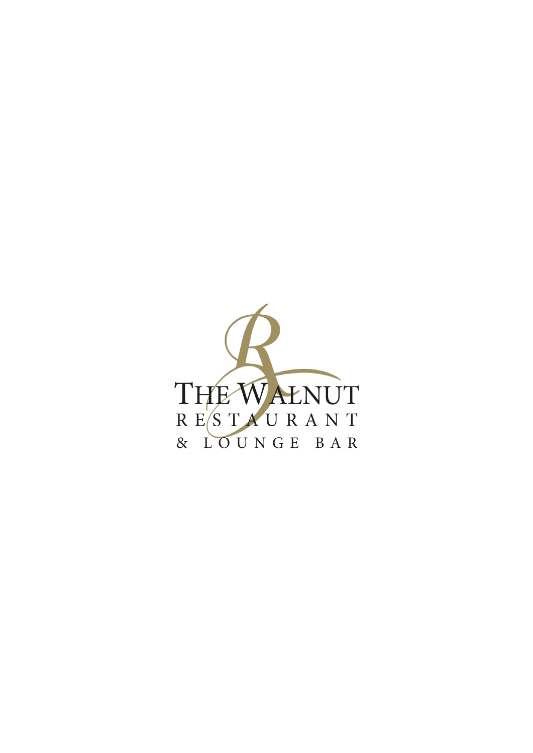# THE WALNUT

RESTAURANT

& LOUNGE BAR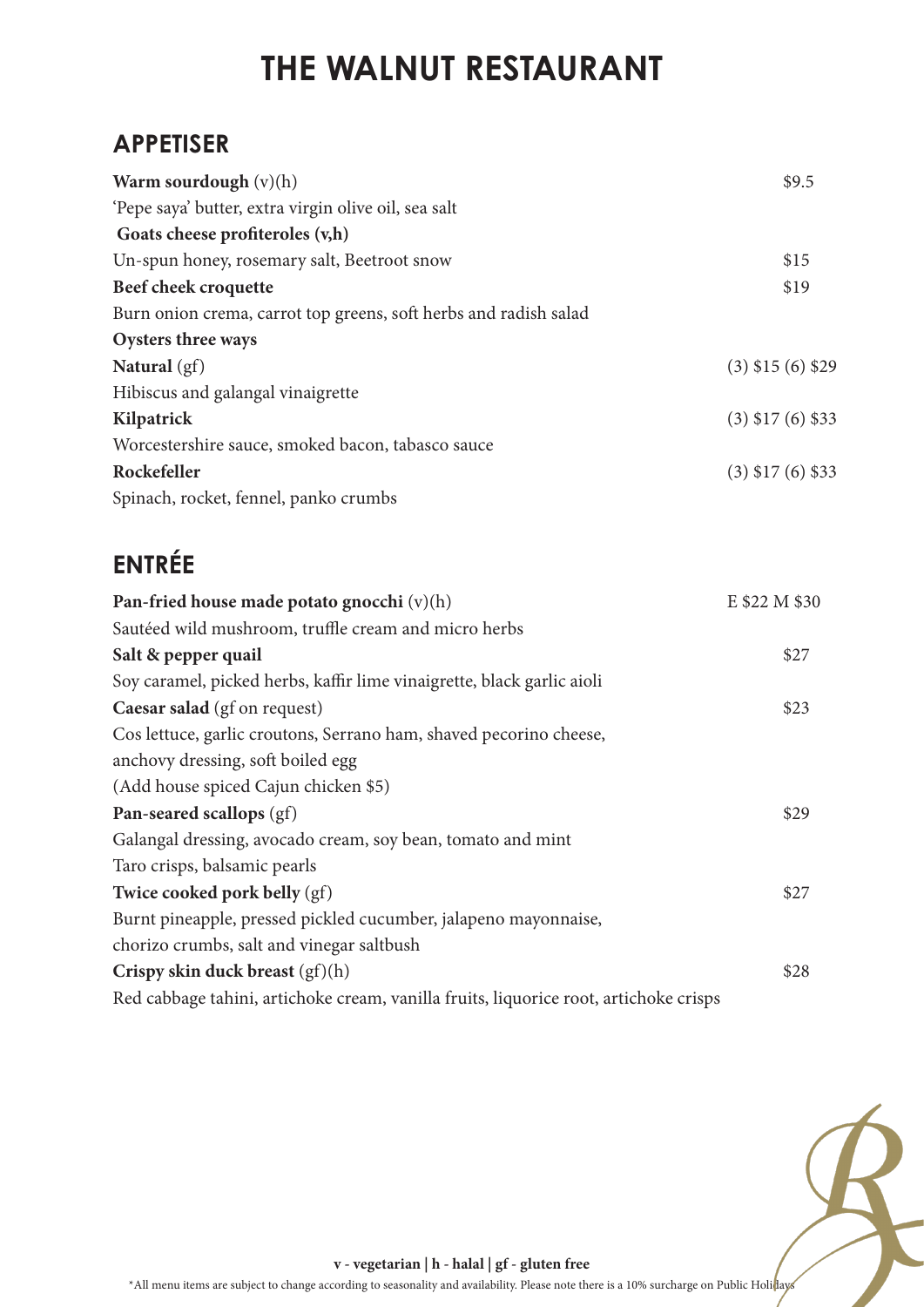# THE WALNUT RESTAURANT

## APPETISER

**Warm sourdough** (v)(h) $9.5
'Pepe saya' butter, extra virgin olive oil, sea salt

**Goats cheese profiteroles (v,h)**
Un-spun honey, rosemary salt, Beetroot snow $15

**Beef cheek croquette** $19
Burn onion crema, carrot top greens, soft herbs and radish salad

**Oysters three ways**

**Natural** (gf) (3) $15 (6) $29
Hibiscus and galangal vinaigrette

**Kilpatrick** (3) $17 (6) $33
Worcestershire sauce, smoked bacon, tabasco sauce

**Rockefeller** (3) $17 (6) $33
Spinach, rocket, fennel, panko crumbs

## ENTRÉE

**Pan-fried house made potato gnocchi** (v)(h) E $22 M $30
Sautéed wild mushroom, truffle cream and micro herbs

**Salt & pepper quail** $27
Soy caramel, picked herbs, kaffir lime vinaigrette, black garlic aioli

**Caesar salad** (gf on request) $23
Cos lettuce, garlic croutons, Serrano ham, shaved pecorino cheese,
anchovy dressing, soft boiled egg
(Add house spiced Cajun chicken $5)

**Pan-seared scallops** (gf) $29
Galangal dressing, avocado cream, soy bean, tomato and mint
Taro crisps, balsamic pearls

**Twice cooked pork belly** (gf) $27
Burnt pineapple, pressed pickled cucumber, jalapeno mayonnaise,
chorizo crumbs, salt and vinegar saltbush

**Crispy skin duck breast** (gf)(h) $28
Red cabbage tahini, artichoke cream, vanilla fruits, liquorice root, artichoke crisps

**v - vegetarian | h - halal | gf - gluten free**

*All menu items are subject to change according to seasonality and availability. Please note there is a 10% surcharge on Public Holidays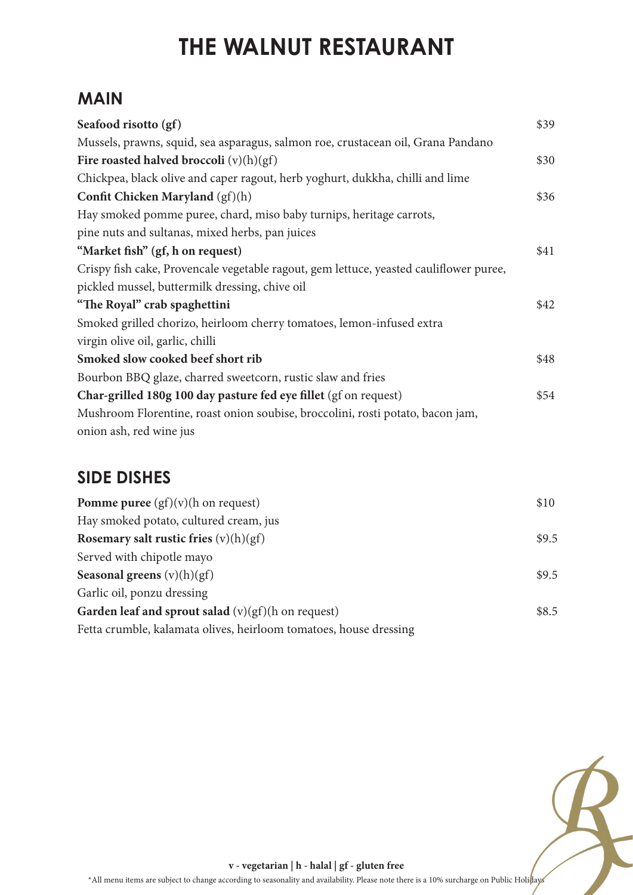# THE WALNUT RESTAURANT

## MAIN

**Seafood risotto (gf)** $39
Mussels, prawns, squid, sea asparagus, salmon roe, crustacean oil, Grana Pandano

**Fire roasted halved broccoli** (v)(h)(gf) $30
Chickpea, black olive and caper ragout, herb yoghurt, dukkha, chilli and lime

**Confit Chicken Maryland** (gf)(h) $36
Hay smoked pomme puree, chard, miso baby turnips, heritage carrots, pine nuts and sultanas, mixed herbs, pan juices

**"Market fish" (gf, h on request)** $41
Crispy fish cake, Provencale vegetable ragout, gem lettuce, yeasted cauliflower puree, pickled mussel, buttermilk dressing, chive oil

**"The Royal" crab spaghettini** $42
Smoked grilled chorizo, heirloom cherry tomatoes, lemon-infused extra virgin olive oil, garlic, chilli

**Smoked slow cooked beef short rib** $48
Bourbon BBQ glaze, charred sweetcorn, rustic slaw and fries

**Char-grilled 180g 100 day pasture fed eye fillet** (gf on request) $54
Mushroom Florentine, roast onion soubise, broccolini, rosti potato, bacon jam, onion ash, red wine jus

## SIDE DISHES

**Pomme puree** (gf)(v)(h on request) $10
Hay smoked potato, cultured cream, jus

**Rosemary salt rustic fries** (v)(h)(gf) $9.5
Served with chipotle mayo

**Seasonal greens** (v)(h)(gf) $9.5
Garlic oil, ponzu dressing

**Garden leaf and sprout salad** (v)(gf)(h on request) $8.5
Fetta crumble, kalamata olives, heirloom tomatoes, house dressing

**v - vegetarian | h - halal | gf - gluten free**

*All menu items are subject to change according to seasonality and availability. Please note there is a 10% surcharge on Public Holidays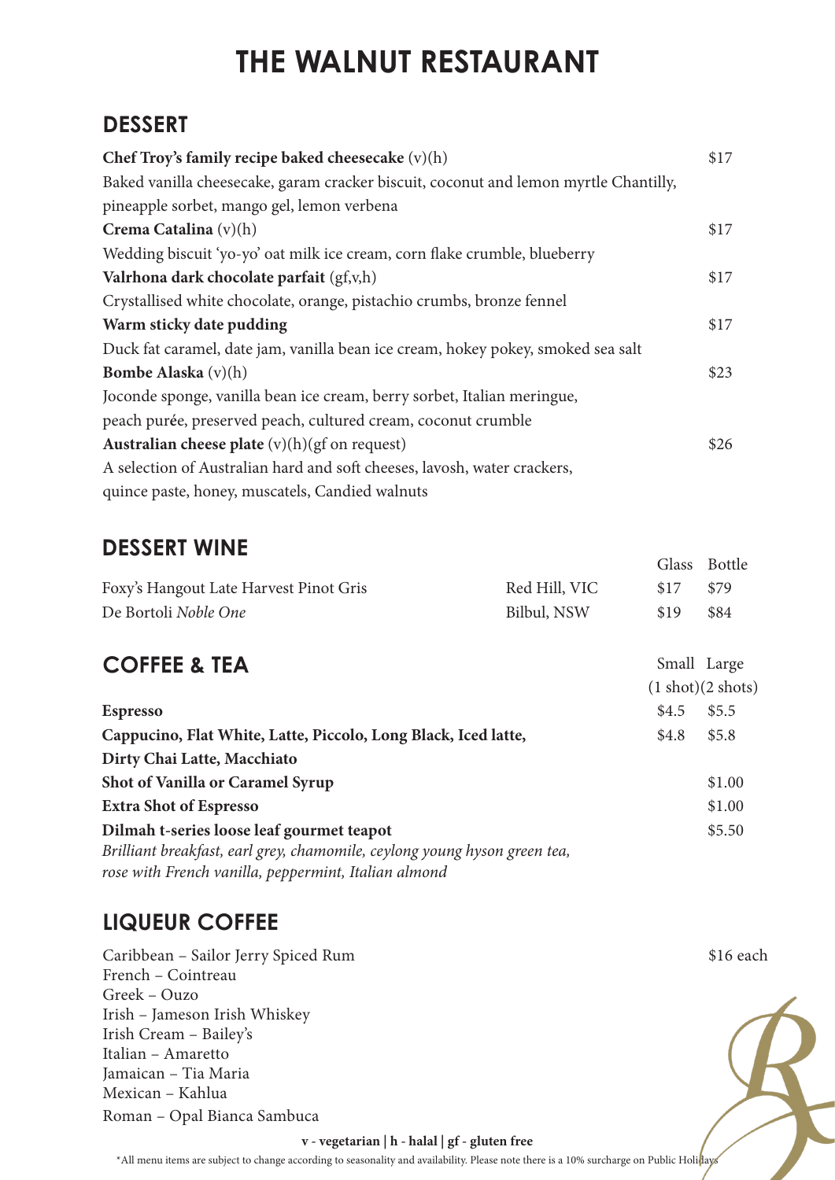# THE WALNUT RESTAURANT

## DESSERT

| | |
|---|---|
| **Chef Troy's family recipe baked cheesecake** (v)(h) | $17 |
| Baked vanilla cheesecake, garam cracker biscuit, coconut and lemon myrtle Chantilly, pineapple sorbet, mango gel, lemon verbena | |
| **Crema Catalina** (v)(h) | $17 |
| Wedding biscuit 'yo-yo' oat milk ice cream, corn flake crumble, blueberry | |
| **Valrhona dark chocolate parfait** (gf,v,h) | $17 |
| Crystallised white chocolate, orange, pistachio crumbs, bronze fennel | |
| **Warm sticky date pudding** | $17 |
| Duck fat caramel, date jam, vanilla bean ice cream, hokey pokey, smoked sea salt | |
| **Bombe Alaska** (v)(h) | $23 |
| Joconde sponge, vanilla bean ice cream, berry sorbet, Italian meringue, peach purée, preserved peach, cultured cream, coconut crumble | |
| **Australian cheese plate** (v)(h)(gf on request) | $26 |
| A selection of Australian hard and soft cheeses, lavosh, water crackers, quince paste, honey, muscatels, Candied walnuts | |

## DESSERT WINE

| | | Glass | Bottle |
|---|---|---|---|
| Foxy's Hangout Late Harvest Pinot Gris | Red Hill, VIC | $17 | $79 |
| De Bortoli *Noble One* | Bilbul, NSW | $19 | $84 |

## COFFEE & TEA

| | Small (1 shot) | Large (2 shots) |
|---|---|---|
| **Espresso** | $4.5 | $5.5 |
| **Cappucino, Flat White, Latte, Piccolo, Long Black, Iced latte, Dirty Chai Latte, Macchiato** | $4.8 | $5.8 |
| **Shot of Vanilla or Caramel Syrup** | | $1.00 |
| **Extra Shot of Espresso** | | $1.00 |
| **Dilmah t-series loose leaf gourmet teapot** | | $5.50 |
| *Brilliant breakfast, earl grey, chamomile, ceylong young hyson green tea, rose with French vanilla, peppermint, Italian almond* | | |

## LIQUEUR COFFEE

$16 each

Caribbean – Sailor Jerry Spiced Rum
French – Cointreau
Greek – Ouzo
Irish – Jameson Irish Whiskey
Irish Cream – Bailey's
Italian – Amaretto
Jamaican – Tia Maria
Mexican – Kahlua
Roman – Opal Bianca Sambuca

**v - vegetarian | h - halal | gf - gluten free**

*All menu items are subject to change according to seasonality and availability. Please note there is a 10% surcharge on Public Holidays